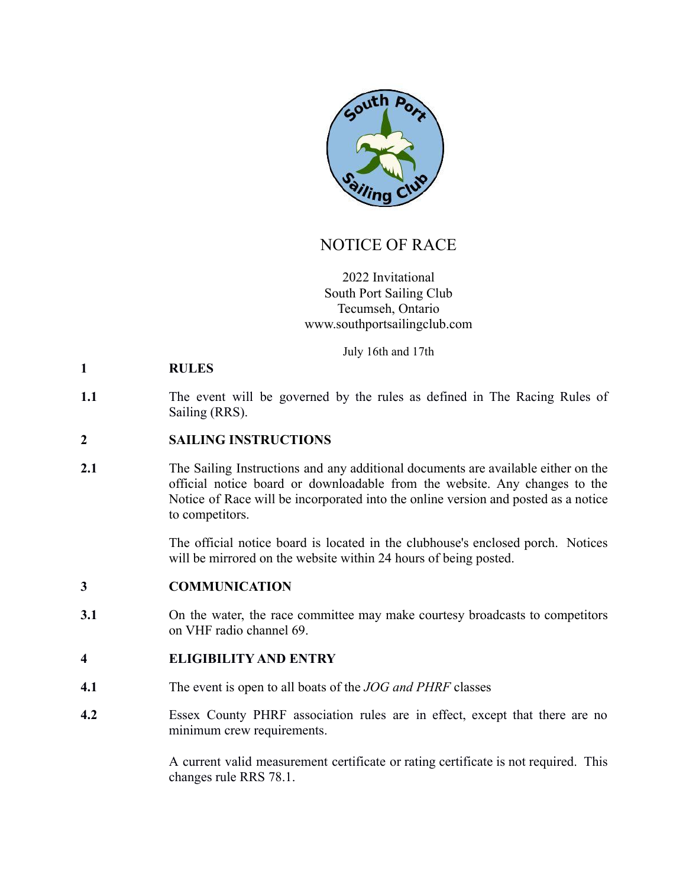# NOTICE OF RACE

2022 Invitational
South Port Sailing Club
Tecumseh, Ontario
www.southportsailingclub.com

July 16th and 17th

## 1 RULES

**1.1** The event will be governed by the rules as defined in The Racing Rules of Sailing (RRS).

## 2 SAILING INSTRUCTIONS

**2.1** The Sailing Instructions and any additional documents are available either on the official notice board or downloadable from the website. Any changes to the Notice of Race will be incorporated into the online version and posted as a notice to competitors.

The official notice board is located in the clubhouse's enclosed porch. Notices will be mirrored on the website within 24 hours of being posted.

## 3 COMMUNICATION

**3.1** On the water, the race committee may make courtesy broadcasts to competitors on VHF radio channel 69.

## 4 ELIGIBILITY AND ENTRY

**4.1** The event is open to all boats of the *JOG and PHRF* classes

**4.2** Essex County PHRF association rules are in effect, except that there are no minimum crew requirements.

A current valid measurement certificate or rating certificate is not required. This changes rule RRS 78.1.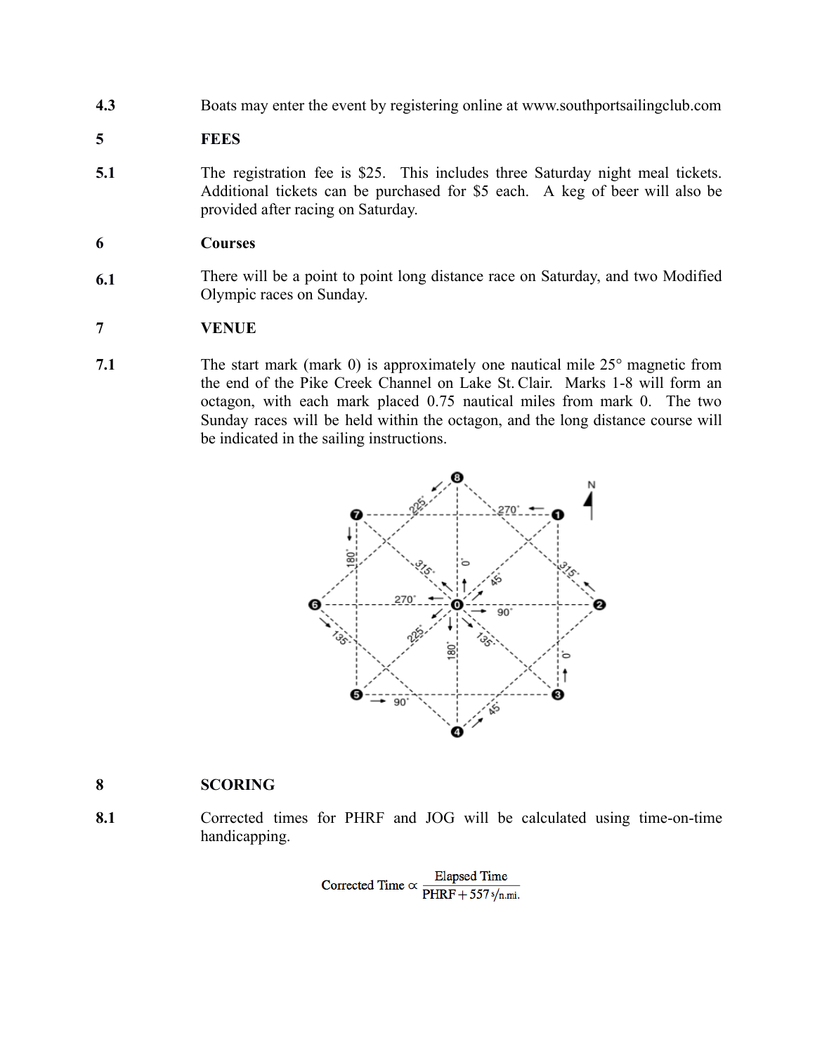**4.3** Boats may enter the event by registering online at www.southportsailingclub.com

## 5 FEES

**5.1** The registration fee is $25. This includes three Saturday night meal tickets. Additional tickets can be purchased for $5 each. A keg of beer will also be provided after racing on Saturday.

## 6 Courses

**6.1** There will be a point to point long distance race on Saturday, and two Modified Olympic races on Sunday.

## 7 VENUE

**7.1** The start mark (mark 0) is approximately one nautical mile 25° magnetic from the end of the Pike Creek Channel on Lake St. Clair. Marks 1-8 will form an octagon, with each mark placed 0.75 nautical miles from mark 0. The two Sunday races will be held within the octagon, and the long distance course will be indicated in the sailing instructions.

## 8 SCORING

**8.1** Corrected times for PHRF and JOG will be calculated using time-on-time handicapping.

$$\text{Corrected Time} \propto \frac{\text{Elapsed Time}}{\text{PHRF} + 557\,\text{s/n.mi.}}$$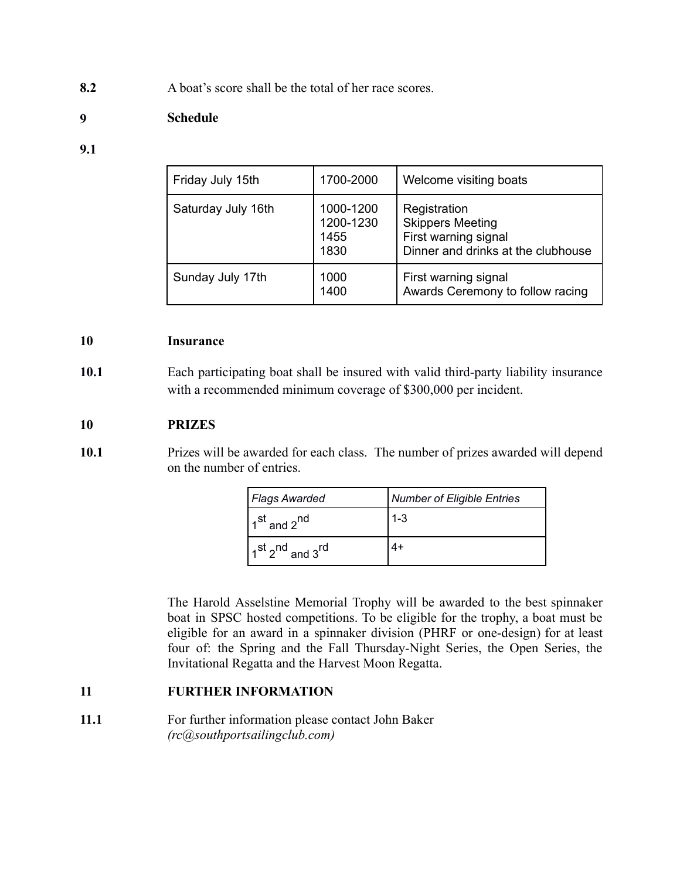**8.2** A boat's score shall be the total of her race scores.

## 9 Schedule

**9.1**

| | | |
|---|---|---|
| Friday July 15th | 1700-2000 | Welcome visiting boats |
| Saturday July 16th | 1000-1200<br>1200-1230<br>1455<br>1830 | Registration<br>Skippers Meeting<br>First warning signal<br>Dinner and drinks at the clubhouse |
| Sunday July 17th | 1000<br>1400 | First warning signal<br>Awards Ceremony to follow racing |

## 10 Insurance

**10.1** Each participating boat shall be insured with valid third-party liability insurance with a recommended minimum coverage of $300,000 per incident.

## 10 PRIZES

**10.1** Prizes will be awarded for each class. The number of prizes awarded will depend on the number of entries.

| *Flags Awarded* | *Number of Eligible Entries* |
|---|---|
| 1st and 2nd | 1-3 |
| 1st 2nd and 3rd | 4+ |

The Harold Asselstine Memorial Trophy will be awarded to the best spinnaker boat in SPSC hosted competitions. To be eligible for the trophy, a boat must be eligible for an award in a spinnaker division (PHRF or one-design) for at least four of: the Spring and the Fall Thursday-Night Series, the Open Series, the Invitational Regatta and the Harvest Moon Regatta.

## 11 FURTHER INFORMATION

**11.1** For further information please contact John Baker *(rc@southportsailingclub.com)*